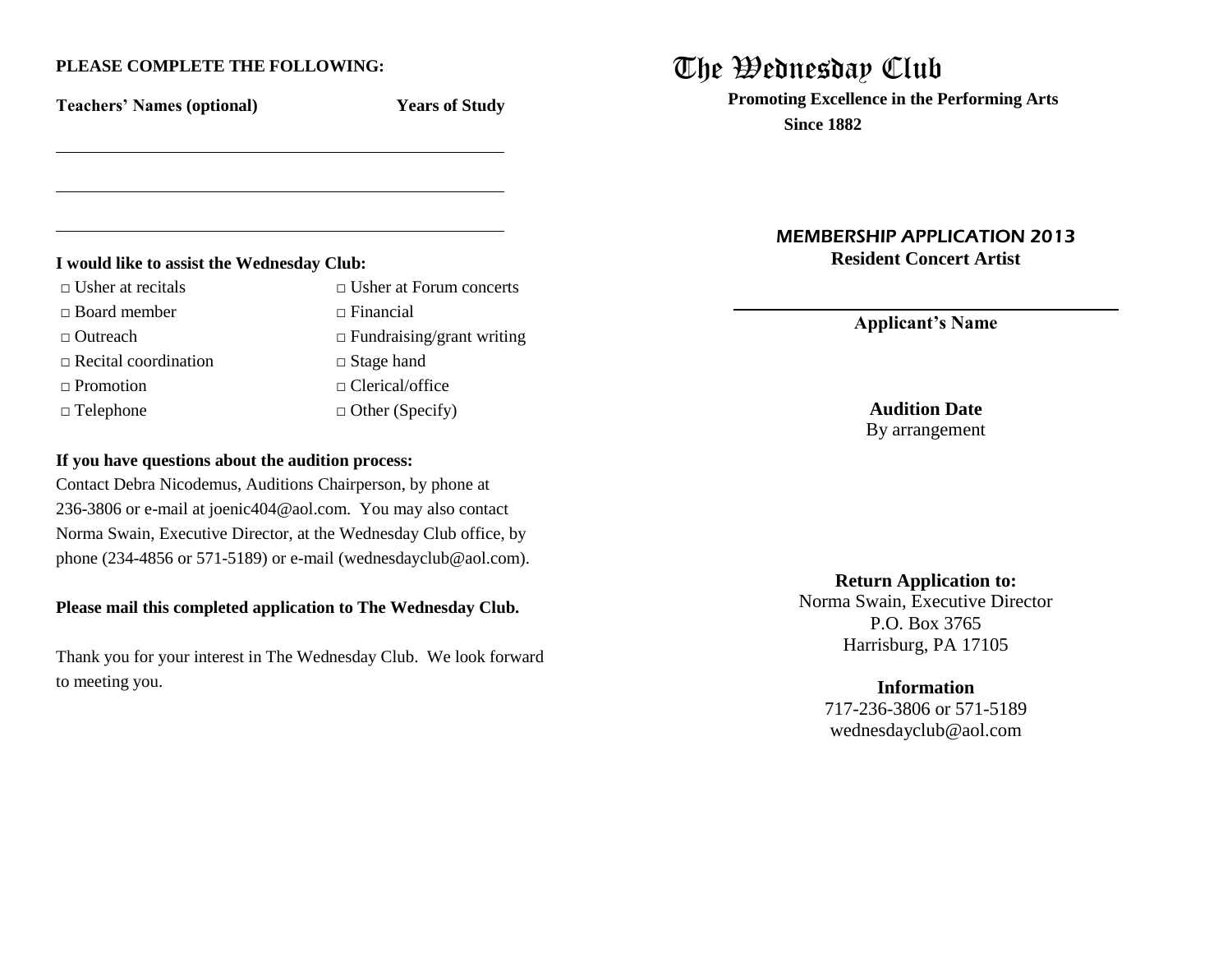**PLEASE COMPLETE THE FOLLOWING:**

**Teachers' Names (optional)** **Years of Study**

\_\_\_\_\_\_\_\_\_\_\_\_\_\_\_\_\_\_\_\_\_\_\_\_\_\_\_\_\_\_\_\_\_\_\_\_\_\_\_\_\_\_\_\_\_\_\_\_\_\_

\_\_\_\_\_\_\_\_\_\_\_\_\_\_\_\_\_\_\_\_\_\_\_\_\_\_\_\_\_\_\_\_\_\_\_\_\_\_\_\_\_\_\_\_\_\_\_\_\_\_

\_\_\_\_\_\_\_\_\_\_\_\_\_\_\_\_\_\_\_\_\_\_\_\_\_\_\_\_\_\_\_\_\_\_\_\_\_\_\_\_\_\_\_\_\_\_\_\_\_\_

**I would like to assist the Wednesday Club:**

- □ Usher at recitals
- □ Usher at Forum concerts
- □ Board member
- □ Financial
- □ Outreach
- □ Fundraising/grant writing
- □ Recital coordination
- □ Stage hand
- □ Promotion
- □ Clerical/office
- □ Telephone
- □ Other (Specify)

**If you have questions about the audition process:**

Contact Debra Nicodemus, Auditions Chairperson, by phone at 236-3806 or e-mail at joenic404@aol.com. You may also contact Norma Swain, Executive Director, at the Wednesday Club office, by phone (234-4856 or 571-5189) or e-mail (wednesdayclub@aol.com).

**Please mail this completed application to The Wednesday Club.**

Thank you for your interest in The Wednesday Club. We look forward to meeting you.

# The Wednesday Club

**Promoting Excellence in the Performing Arts**

**Since 1882**

## MEMBERSHIP APPLICATION 2013

**Resident Concert Artist**

\_\_\_\_\_\_\_\_\_\_\_\_\_\_\_\_\_\_\_\_\_\_\_\_\_\_\_\_\_\_\_\_\_\_\_\_\_\_\_\_

**Applicant's Name**

**Audition Date**

By arrangement

**Return Application to:**

Norma Swain, Executive Director

P.O. Box 3765

Harrisburg, PA 17105

**Information**

717-236-3806 or 571-5189

wednesdayclub@aol.com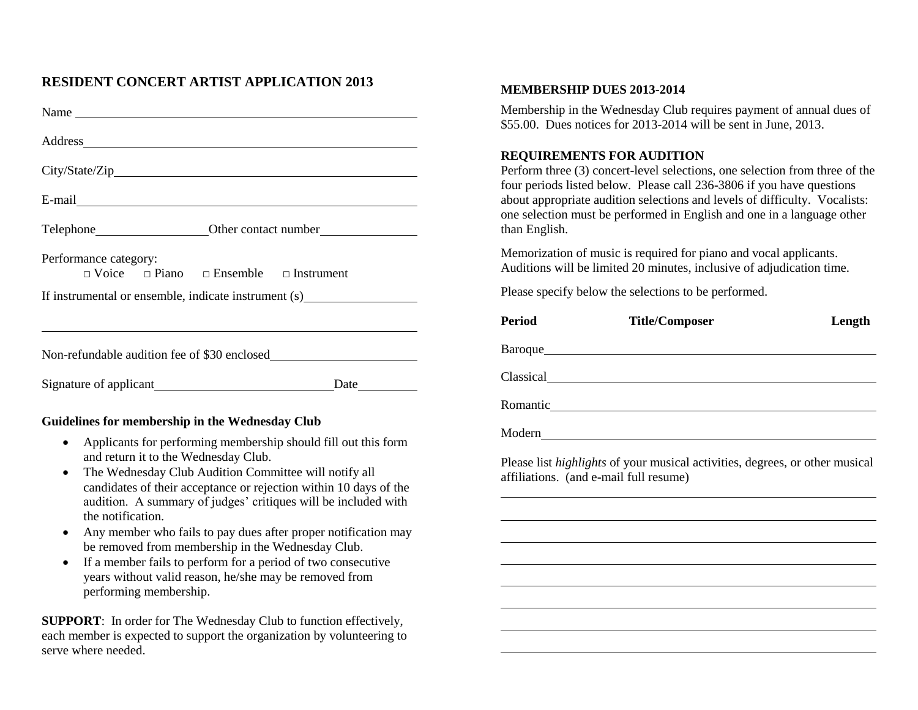## RESIDENT CONCERT ARTIST APPLICATION 2013

Name ______________________________________________

Address ____________________________________________

City/State/Zip _______________________________________

E-mail _____________________________________________

Telephone ________________ Other contact number ______________

Performance category:

□ Voice □ Piano □ Ensemble □ Instrument

If instrumental or ensemble, indicate instrument (s) ________________

____________________________________________________

Non-refundable audition fee of $30 enclosed ______________________

Signature of applicant ___________________________ Date _________

### Guidelines for membership in the Wednesday Club

- Applicants for performing membership should fill out this form and return it to the Wednesday Club.
- The Wednesday Club Audition Committee will notify all candidates of their acceptance or rejection within 10 days of the audition. A summary of judges' critiques will be included with the notification.
- Any member who fails to pay dues after proper notification may be removed from membership in the Wednesday Club.
- If a member fails to perform for a period of two consecutive years without valid reason, he/she may be removed from performing membership.

**SUPPORT**: In order for The Wednesday Club to function effectively, each member is expected to support the organization by volunteering to serve where needed.

### MEMBERSHIP DUES 2013-2014

Membership in the Wednesday Club requires payment of annual dues of $55.00. Dues notices for 2013-2014 will be sent in June, 2013.

### REQUIREMENTS FOR AUDITION

Perform three (3) concert-level selections, one selection from three of the four periods listed below. Please call 236-3806 if you have questions about appropriate audition selections and levels of difficulty. Vocalists: one selection must be performed in English and one in a language other than English.

Memorization of music is required for piano and vocal applicants. Auditions will be limited 20 minutes, inclusive of adjudication time.

Please specify below the selections to be performed.

| Period | Title/Composer | Length |
|---|---|---|
| Baroque | | |
| Classical | | |
| Romantic | | |
| Modern | | |

Please list *highlights* of your musical activities, degrees, or other musical affiliations. (and e-mail full resume)

____________________________________________________

____________________________________________________

____________________________________________________

____________________________________________________

____________________________________________________

____________________________________________________

____________________________________________________

____________________________________________________